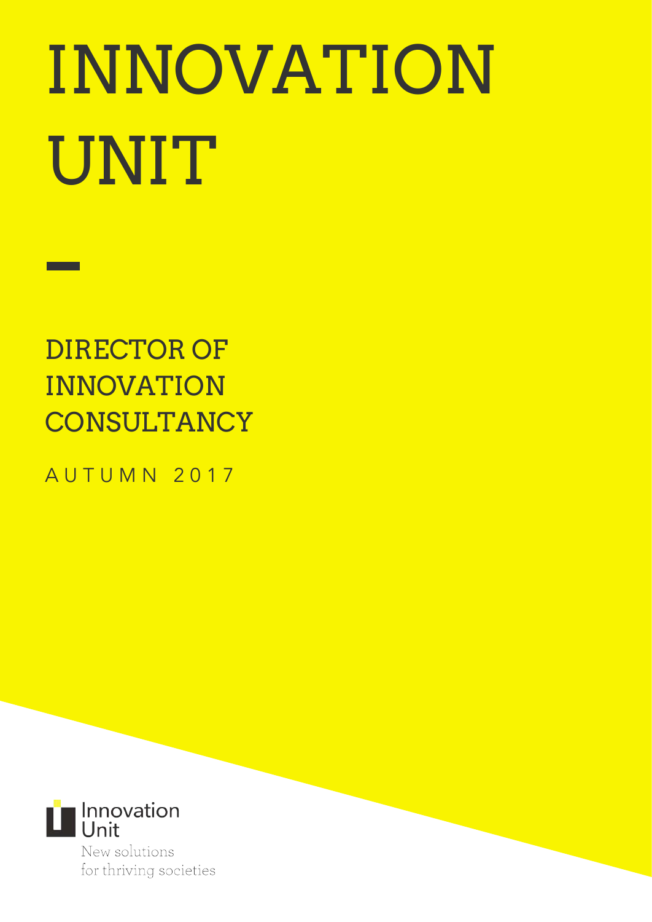# INNOVATION UNIT

## DIRECTOR OF INNOVATION CONSULTANCY

AUTUMN 2017

Innovation Unit

New solutions for thriving societies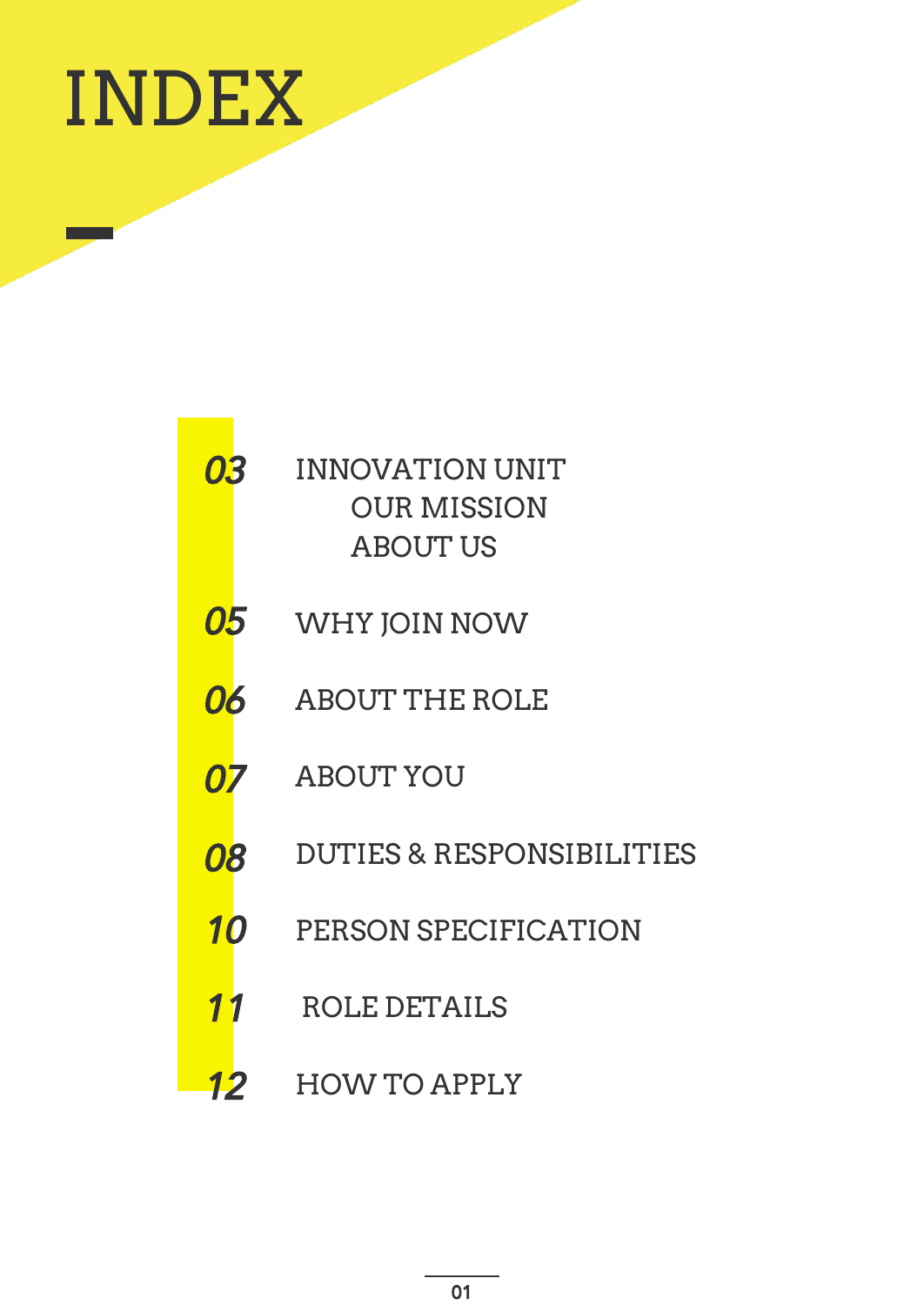# INDEX

- **03** INNOVATION UNIT
  - OUR MISSION
  - ABOUT US
- **05** WHY JOIN NOW
- **06** ABOUT THE ROLE
- **07** ABOUT YOU
- **08** DUTIES & RESPONSIBILITIES
- **10** PERSON SPECIFICATION
- **11** ROLE DETAILS
- **12** HOW TO APPLY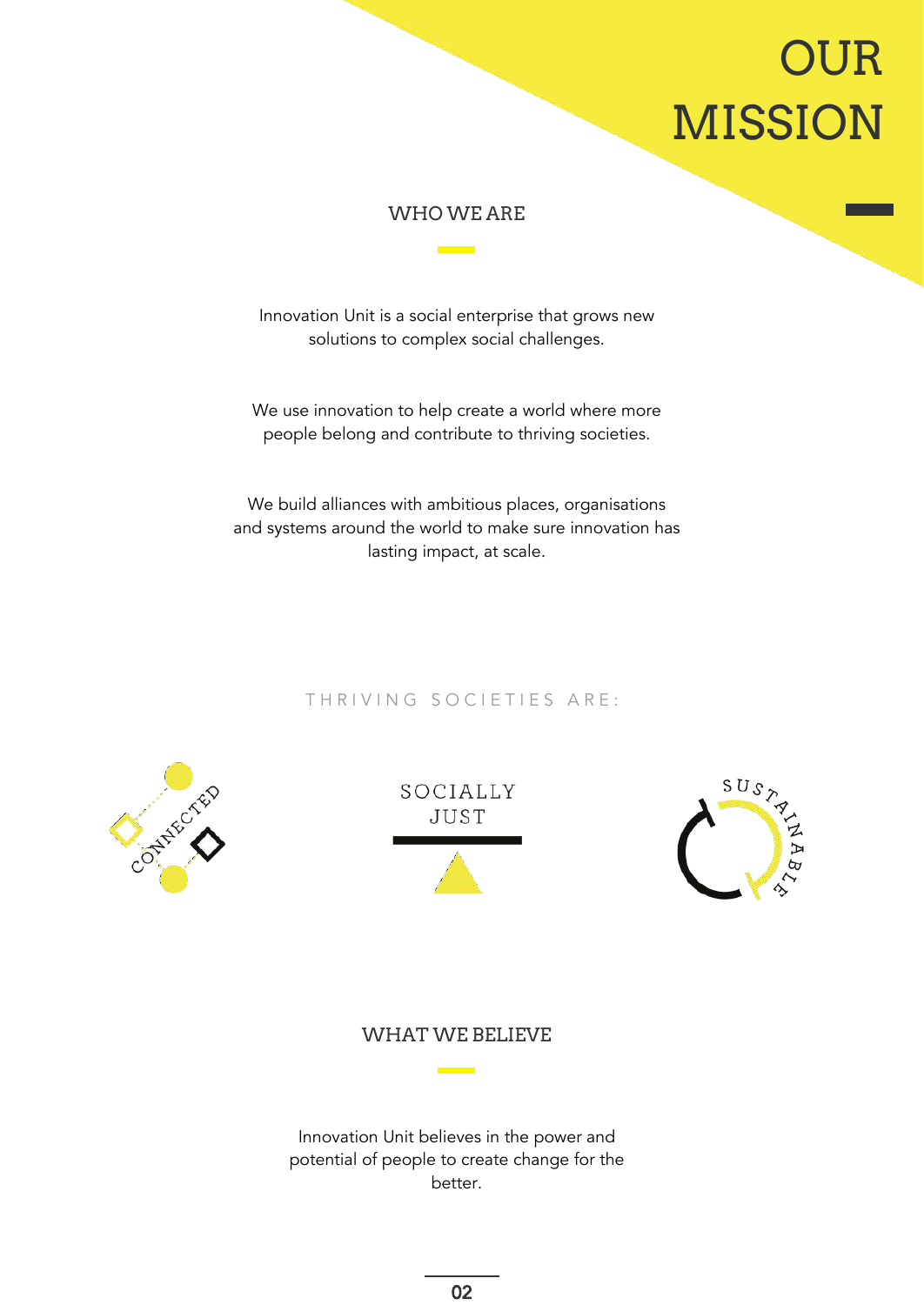# OUR MISSION

## WHO WE ARE

Innovation Unit is a social enterprise that grows new solutions to complex social challenges.

We use innovation to help create a world where more people belong and contribute to thriving societies.

We build alliances with ambitious places, organisations and systems around the world to make sure innovation has lasting impact, at scale.

THRIVING SOCIETIES ARE:

CONNECTED

SOCIALLY JUST

SUSTAINABLE

## WHAT WE BELIEVE

Innovation Unit believes in the power and potential of people to create change for the better.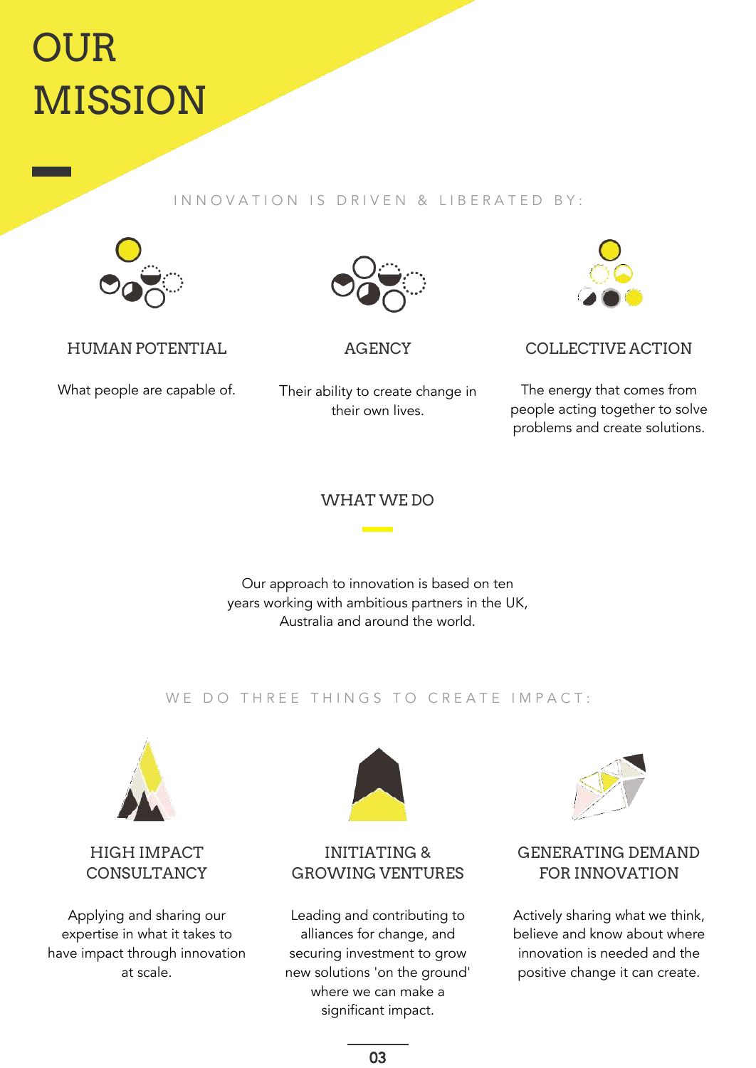# OUR MISSION

INNOVATION IS DRIVEN & LIBERATED BY:

### HUMAN POTENTIAL

What people are capable of.

### AGENCY

Their ability to create change in their own lives.

### COLLECTIVE ACTION

The energy that comes from people acting together to solve problems and create solutions.

## WHAT WE DO

Our approach to innovation is based on ten years working with ambitious partners in the UK, Australia and around the world.

WE DO THREE THINGS TO CREATE IMPACT:

### HIGH IMPACT CONSULTANCY

Applying and sharing our expertise in what it takes to have impact through innovation at scale.

### INITIATING & GROWING VENTURES

Leading and contributing to alliances for change, and securing investment to grow new solutions 'on the ground' where we can make a significant impact.

### GENERATING DEMAND FOR INNOVATION

Actively sharing what we think, believe and know about where innovation is needed and the positive change it can create.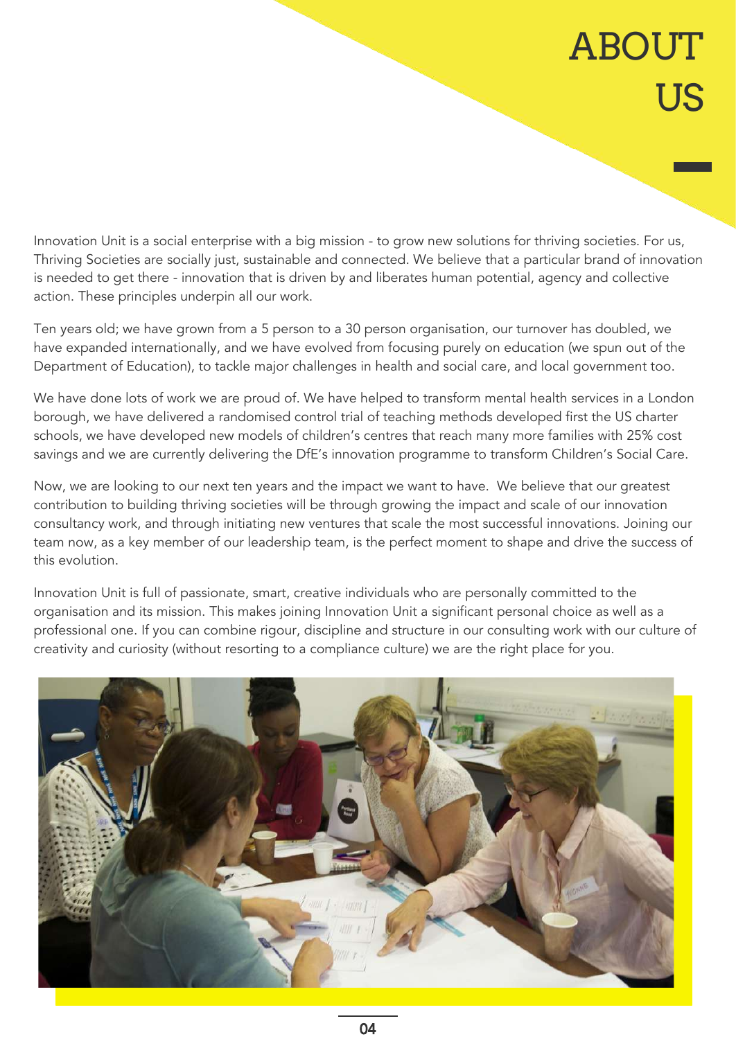# ABOUT US

Innovation Unit is a social enterprise with a big mission - to grow new solutions for thriving societies. For us, Thriving Societies are socially just, sustainable and connected. We believe that a particular brand of innovation is needed to get there - innovation that is driven by and liberates human potential, agency and collective action. These principles underpin all our work.

Ten years old; we have grown from a 5 person to a 30 person organisation, our turnover has doubled, we have expanded internationally, and we have evolved from focusing purely on education (we spun out of the Department of Education), to tackle major challenges in health and social care, and local government too.

We have done lots of work we are proud of. We have helped to transform mental health services in a London borough, we have delivered a randomised control trial of teaching methods developed first the US charter schools, we have developed new models of children's centres that reach many more families with 25% cost savings and we are currently delivering the DfE's innovation programme to transform Children's Social Care.

Now, we are looking to our next ten years and the impact we want to have. We believe that our greatest contribution to building thriving societies will be through growing the impact and scale of our innovation consultancy work, and through initiating new ventures that scale the most successful innovations. Joining our team now, as a key member of our leadership team, is the perfect moment to shape and drive the success of this evolution.

Innovation Unit is full of passionate, smart, creative individuals who are personally committed to the organisation and its mission. This makes joining Innovation Unit a significant personal choice as well as a professional one. If you can combine rigour, discipline and structure in our consulting work with our culture of creativity and curiosity (without resorting to a compliance culture) we are the right place for you.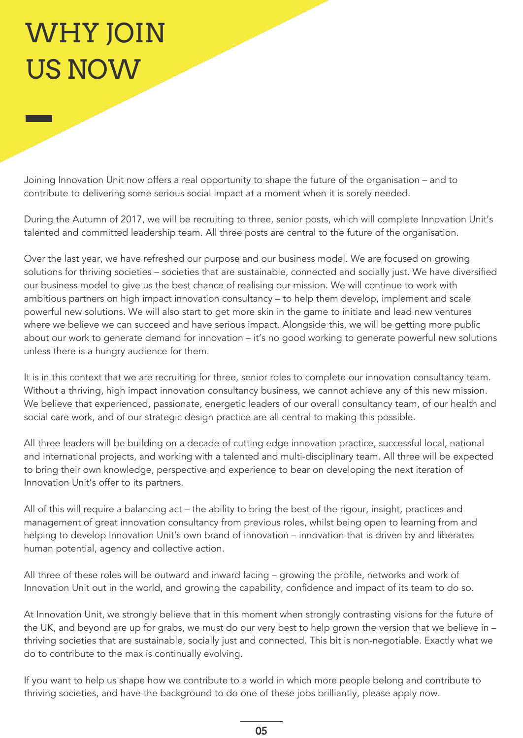# WHY JOIN US NOW

Joining Innovation Unit now offers a real opportunity to shape the future of the organisation – and to contribute to delivering some serious social impact at a moment when it is sorely needed.

During the Autumn of 2017, we will be recruiting to three, senior posts, which will complete Innovation Unit's talented and committed leadership team. All three posts are central to the future of the organisation.

Over the last year, we have refreshed our purpose and our business model. We are focused on growing solutions for thriving societies – societies that are sustainable, connected and socially just. We have diversified our business model to give us the best chance of realising our mission. We will continue to work with ambitious partners on high impact innovation consultancy – to help them develop, implement and scale powerful new solutions. We will also start to get more skin in the game to initiate and lead new ventures where we believe we can succeed and have serious impact. Alongside this, we will be getting more public about our work to generate demand for innovation – it's no good working to generate powerful new solutions unless there is a hungry audience for them.

It is in this context that we are recruiting for three, senior roles to complete our innovation consultancy team. Without a thriving, high impact innovation consultancy business, we cannot achieve any of this new mission. We believe that experienced, passionate, energetic leaders of our overall consultancy team, of our health and social care work, and of our strategic design practice are all central to making this possible.

All three leaders will be building on a decade of cutting edge innovation practice, successful local, national and international projects, and working with a talented and multi-disciplinary team. All three will be expected to bring their own knowledge, perspective and experience to bear on developing the next iteration of Innovation Unit's offer to its partners.

All of this will require a balancing act – the ability to bring the best of the rigour, insight, practices and management of great innovation consultancy from previous roles, whilst being open to learning from and helping to develop Innovation Unit's own brand of innovation – innovation that is driven by and liberates human potential, agency and collective action.

All three of these roles will be outward and inward facing – growing the profile, networks and work of Innovation Unit out in the world, and growing the capability, confidence and impact of its team to do so.

At Innovation Unit, we strongly believe that in this moment when strongly contrasting visions for the future of the UK, and beyond are up for grabs, we must do our very best to help grown the version that we believe in – thriving societies that are sustainable, socially just and connected. This bit is non-negotiable. Exactly what we do to contribute to the max is continually evolving.

If you want to help us shape how we contribute to a world in which more people belong and contribute to thriving societies, and have the background to do one of these jobs brilliantly, please apply now.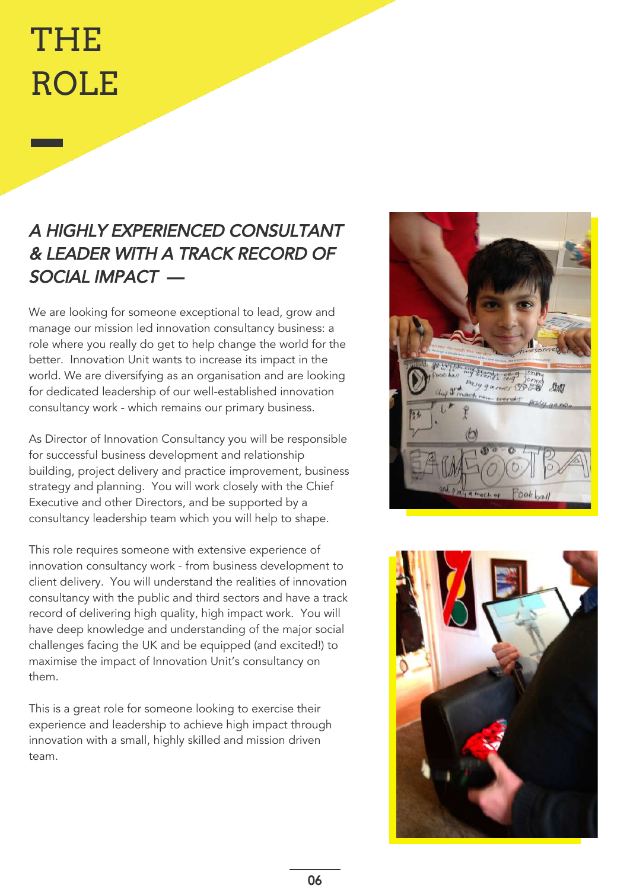# THE ROLE

### *A HIGHLY EXPERIENCED CONSULTANT & LEADER WITH A TRACK RECORD OF SOCIAL IMPACT —*

We are looking for someone exceptional to lead, grow and manage our mission led innovation consultancy business: a role where you really do get to help change the world for the better. Innovation Unit wants to increase its impact in the world. We are diversifying as an organisation and are looking for dedicated leadership of our well-established innovation consultancy work - which remains our primary business.

As Director of Innovation Consultancy you will be responsible for successful business development and relationship building, project delivery and practice improvement, business strategy and planning. You will work closely with the Chief Executive and other Directors, and be supported by a consultancy leadership team which you will help to shape.

This role requires someone with extensive experience of innovation consultancy work - from business development to client delivery. You will understand the realities of innovation consultancy with the public and third sectors and have a track record of delivering high quality, high impact work. You will have deep knowledge and understanding of the major social challenges facing the UK and be equipped (and excited!) to maximise the impact of Innovation Unit's consultancy on them.

This is a great role for someone looking to exercise their experience and leadership to achieve high impact through innovation with a small, highly skilled and mission driven team.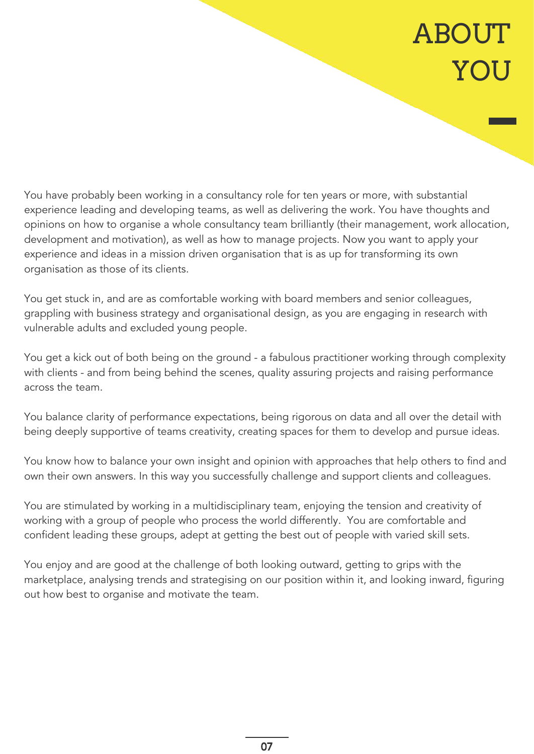# ABOUT YOU

You have probably been working in a consultancy role for ten years or more, with substantial experience leading and developing teams, as well as delivering the work. You have thoughts and opinions on how to organise a whole consultancy team brilliantly (their management, work allocation, development and motivation), as well as how to manage projects. Now you want to apply your experience and ideas in a mission driven organisation that is as up for transforming its own organisation as those of its clients.

You get stuck in, and are as comfortable working with board members and senior colleagues, grappling with business strategy and organisational design, as you are engaging in research with vulnerable adults and excluded young people.

You get a kick out of both being on the ground - a fabulous practitioner working through complexity with clients - and from being behind the scenes, quality assuring projects and raising performance across the team.

You balance clarity of performance expectations, being rigorous on data and all over the detail with being deeply supportive of teams creativity, creating spaces for them to develop and pursue ideas.

You know how to balance your own insight and opinion with approaches that help others to find and own their own answers. In this way you successfully challenge and support clients and colleagues.

You are stimulated by working in a multidisciplinary team, enjoying the tension and creativity of working with a group of people who process the world differently. You are comfortable and confident leading these groups, adept at getting the best out of people with varied skill sets.

You enjoy and are good at the challenge of both looking outward, getting to grips with the marketplace, analysing trends and strategising on our position within it, and looking inward, figuring out how best to organise and motivate the team.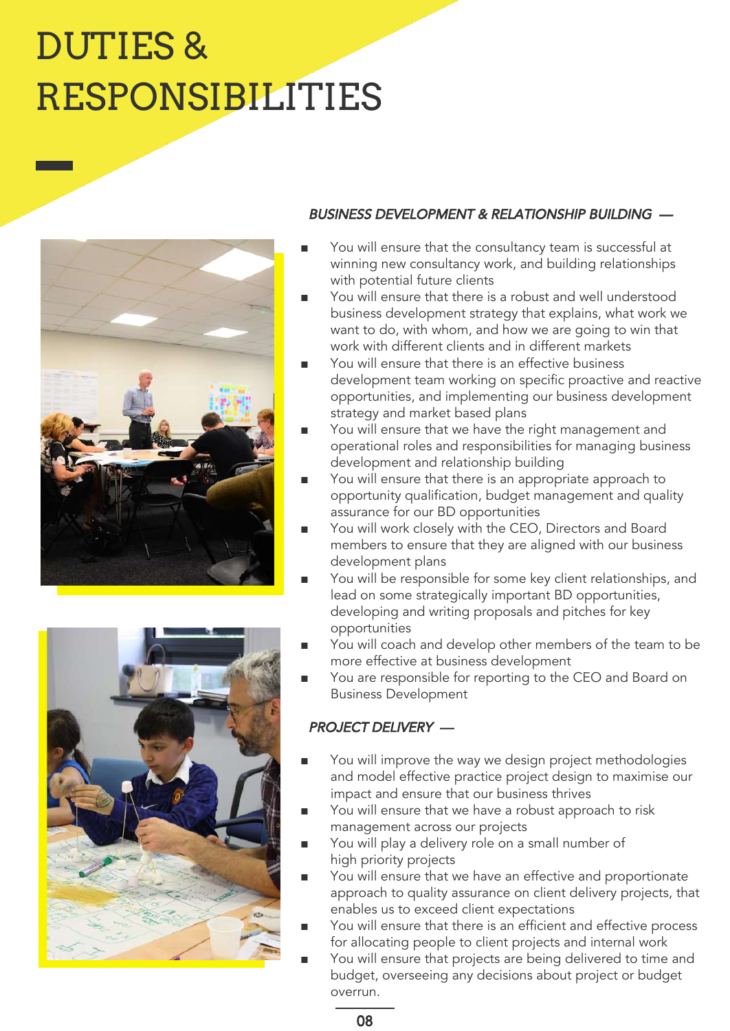# DUTIES & RESPONSIBILITIES

### *BUSINESS DEVELOPMENT & RELATIONSHIP BUILDING —*

- You will ensure that the consultancy team is successful at winning new consultancy work, and building relationships with potential future clients
- You will ensure that there is a robust and well understood business development strategy that explains, what work we want to do, with whom, and how we are going to win that work with different clients and in different markets
- You will ensure that there is an effective business development team working on specific proactive and reactive opportunities, and implementing our business development strategy and market based plans
- You will ensure that we have the right management and operational roles and responsibilities for managing business development and relationship building
- You will ensure that there is an appropriate approach to opportunity qualification, budget management and quality assurance for our BD opportunities
- You will work closely with the CEO, Directors and Board members to ensure that they are aligned with our business development plans
- You will be responsible for some key client relationships, and lead on some strategically important BD opportunities, developing and writing proposals and pitches for key opportunities
- You will coach and develop other members of the team to be more effective at business development
- You are responsible for reporting to the CEO and Board on Business Development

### *PROJECT DELIVERY —*

- You will improve the way we design project methodologies and model effective practice project design to maximise our impact and ensure that our business thrives
- You will ensure that we have a robust approach to risk management across our projects
- You will play a delivery role on a small number of high priority projects
- You will ensure that we have an effective and proportionate approach to quality assurance on client delivery projects, that enables us to exceed client expectations
- You will ensure that there is an efficient and effective process for allocating people to client projects and internal work
- You will ensure that projects are being delivered to time and budget, overseeing any decisions about project or budget overrun.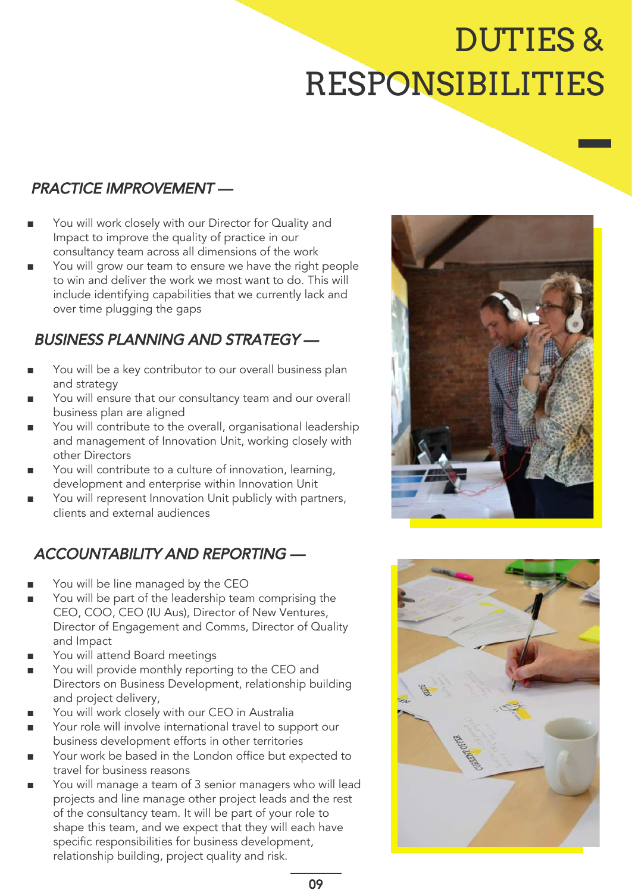# DUTIES & RESPONSIBILITIES

## *PRACTICE IMPROVEMENT —*

- You will work closely with our Director for Quality and Impact to improve the quality of practice in our consultancy team across all dimensions of the work
- You will grow our team to ensure we have the right people to win and deliver the work we most want to do. This will include identifying capabilities that we currently lack and over time plugging the gaps

## *BUSINESS PLANNING AND STRATEGY —*

- You will be a key contributor to our overall business plan and strategy
- You will ensure that our consultancy team and our overall business plan are aligned
- You will contribute to the overall, organisational leadership and management of Innovation Unit, working closely with other Directors
- You will contribute to a culture of innovation, learning, development and enterprise within Innovation Unit
- You will represent Innovation Unit publicly with partners, clients and external audiences

## *ACCOUNTABILITY AND REPORTING —*

- You will be line managed by the CEO
- You will be part of the leadership team comprising the CEO, COO, CEO (IU Aus), Director of New Ventures, Director of Engagement and Comms, Director of Quality and Impact
- You will attend Board meetings
- You will provide monthly reporting to the CEO and Directors on Business Development, relationship building and project delivery,
- You will work closely with our CEO in Australia
- Your role will involve international travel to support our business development efforts in other territories
- Your work be based in the London office but expected to travel for business reasons
- You will manage a team of 3 senior managers who will lead projects and line manage other project leads and the rest of the consultancy team. It will be part of your role to shape this team, and we expect that they will each have specific responsibilities for business development, relationship building, project quality and risk.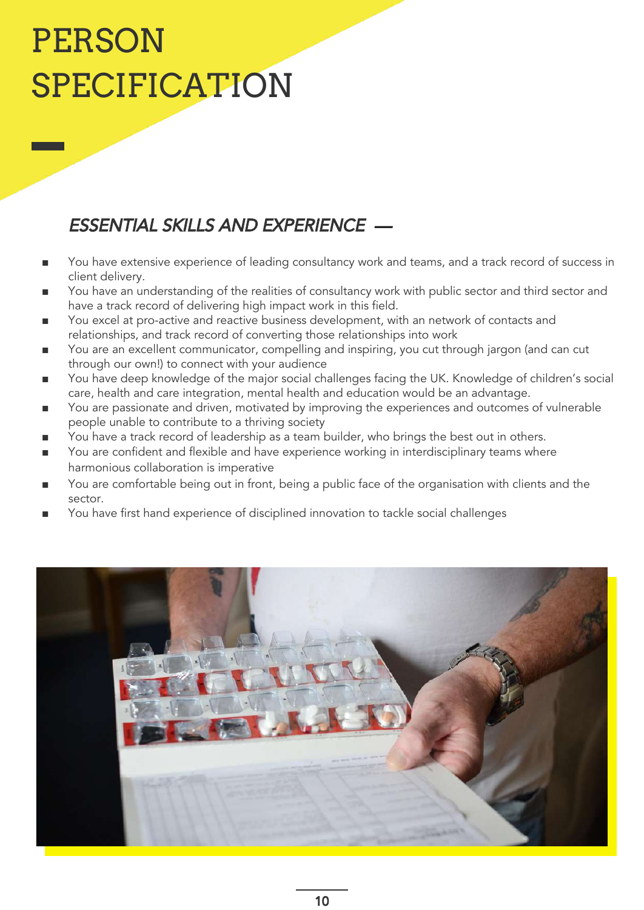# PERSON SPECIFICATION

## *ESSENTIAL SKILLS AND EXPERIENCE —*

- You have extensive experience of leading consultancy work and teams, and a track record of success in client delivery.
- You have an understanding of the realities of consultancy work with public sector and third sector and have a track record of delivering high impact work in this field.
- You excel at pro-active and reactive business development, with an network of contacts and relationships, and track record of converting those relationships into work
- You are an excellent communicator, compelling and inspiring, you cut through jargon (and can cut through our own!) to connect with your audience
- You have deep knowledge of the major social challenges facing the UK. Knowledge of children's social care, health and care integration, mental health and education would be an advantage.
- You are passionate and driven, motivated by improving the experiences and outcomes of vulnerable people unable to contribute to a thriving society
- You have a track record of leadership as a team builder, who brings the best out in others.
- You are confident and flexible and have experience working in interdisciplinary teams where harmonious collaboration is imperative
- You are comfortable being out in front, being a public face of the organisation with clients and the sector.
- You have first hand experience of disciplined innovation to tackle social challenges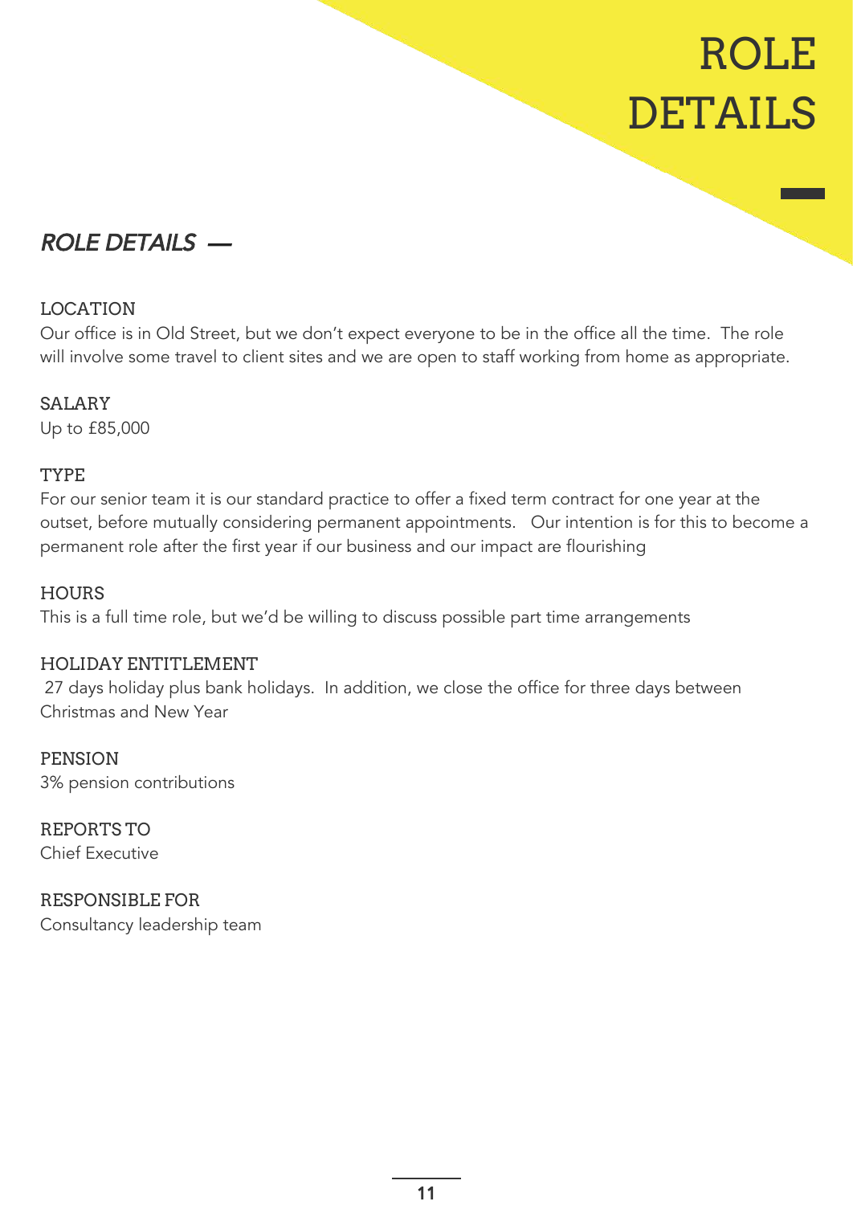# ROLE DETAILS

## *ROLE DETAILS —*

### LOCATION

Our office is in Old Street, but we don't expect everyone to be in the office all the time. The role will involve some travel to client sites and we are open to staff working from home as appropriate.

### SALARY

Up to £85,000

### TYPE

For our senior team it is our standard practice to offer a fixed term contract for one year at the outset, before mutually considering permanent appointments. Our intention is for this to become a permanent role after the first year if our business and our impact are flourishing

### HOURS

This is a full time role, but we'd be willing to discuss possible part time arrangements

### HOLIDAY ENTITLEMENT

27 days holiday plus bank holidays. In addition, we close the office for three days between Christmas and New Year

### PENSION

3% pension contributions

### REPORTS TO

Chief Executive

### RESPONSIBLE FOR

Consultancy leadership team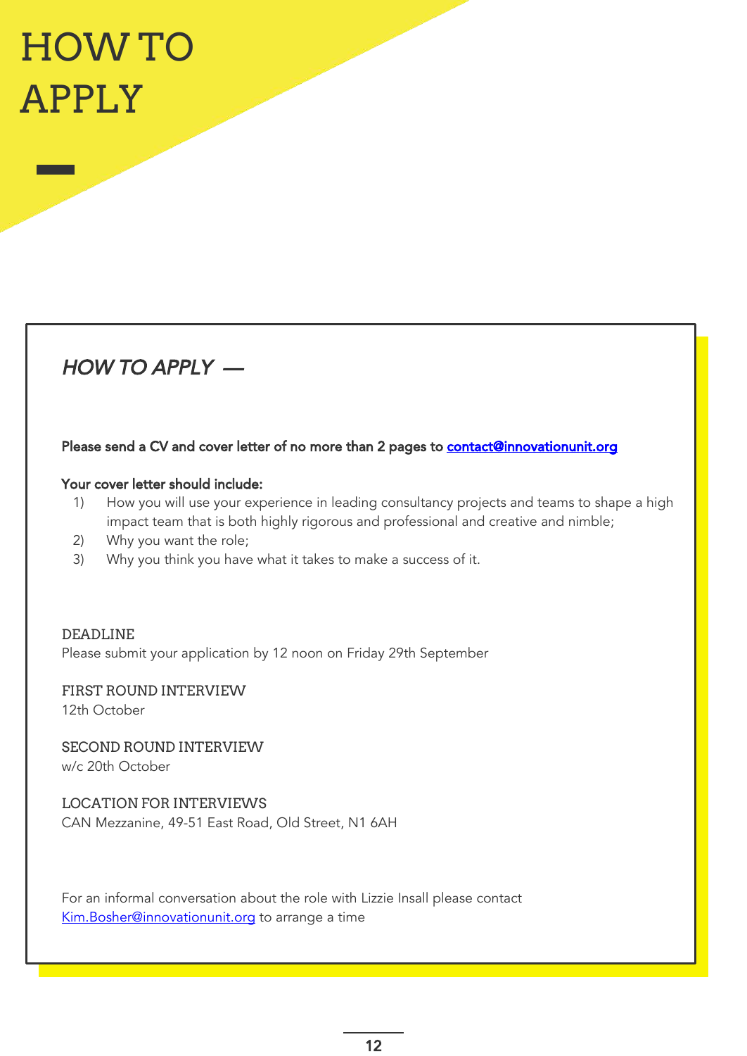# HOW TO APPLY

## *HOW TO APPLY —*

**Please send a CV and cover letter of no more than 2 pages to [contact@innovationunit.org](mailto:contact@innovationunit.org)**

**Your cover letter should include:**

1) How you will use your experience in leading consultancy projects and teams to shape a high impact team that is both highly rigorous and professional and creative and nimble;
2) Why you want the role;
3) Why you think you have what it takes to make a success of it.

DEADLINE
Please submit your application by 12 noon on Friday 29th September

FIRST ROUND INTERVIEW
12th October

SECOND ROUND INTERVIEW
w/c 20th October

LOCATION FOR INTERVIEWS
CAN Mezzanine, 49-51 East Road, Old Street, N1 6AH

For an informal conversation about the role with Lizzie Insall please contact [Kim.Bosher@innovationunit.org](mailto:Kim.Bosher@innovationunit.org) to arrange a time